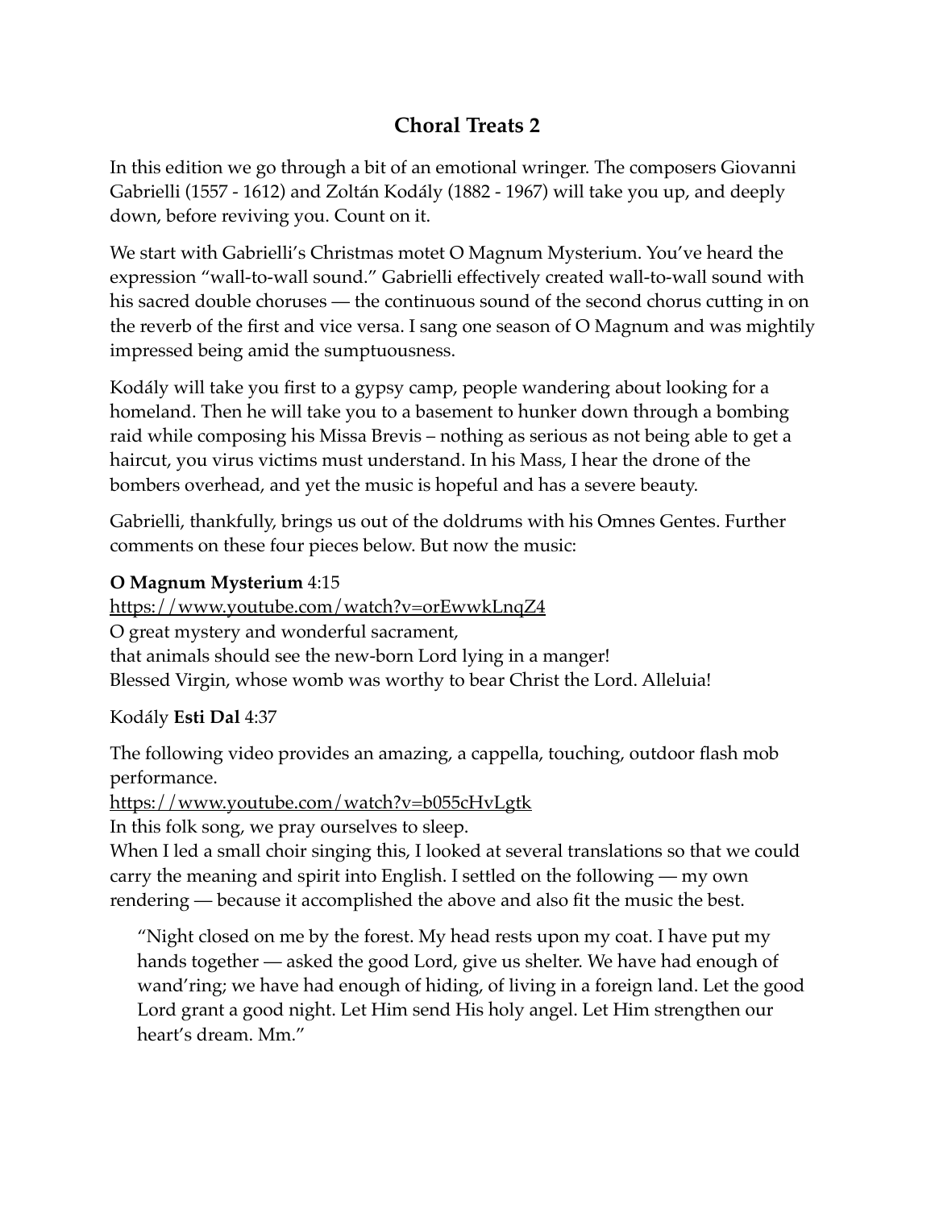# Choral Treats 2

In this edition we go through a bit of an emotional wringer. The composers Giovanni Gabrielli (1557 - 1612) and Zoltán Kodály (1882 - 1967) will take you up, and deeply down, before reviving you. Count on it.

We start with Gabrielli's Christmas motet O Magnum Mysterium. You've heard the expression "wall-to-wall sound." Gabrielli effectively created wall-to-wall sound with his sacred double choruses — the continuous sound of the second chorus cutting in on the reverb of the first and vice versa. I sang one season of O Magnum and was mightily impressed being amid the sumptuousness.

Kodály will take you first to a gypsy camp, people wandering about looking for a homeland. Then he will take you to a basement to hunker down through a bombing raid while composing his Missa Brevis – nothing as serious as not being able to get a haircut, you virus victims must understand. In his Mass, I hear the drone of the bombers overhead, and yet the music is hopeful and has a severe beauty.

Gabrielli, thankfully, brings us out of the doldrums with his Omnes Gentes. Further comments on these four pieces below. But now the music:

**O Magnum Mysterium** 4:15

https://www.youtube.com/watch?v=orEwwkLnqZ4

O great mystery and wonderful sacrament,
that animals should see the new-born Lord lying in a manger!
Blessed Virgin, whose womb was worthy to bear Christ the Lord. Alleluia!

Kodály **Esti Dal** 4:37

The following video provides an amazing, a cappella, touching, outdoor flash mob performance.

https://www.youtube.com/watch?v=b055cHvLgtk

In this folk song, we pray ourselves to sleep.
When I led a small choir singing this, I looked at several translations so that we could carry the meaning and spirit into English. I settled on the following — my own rendering — because it accomplished the above and also fit the music the best.

> "Night closed on me by the forest. My head rests upon my coat. I have put my hands together — asked the good Lord, give us shelter. We have had enough of wand'ring; we have had enough of hiding, of living in a foreign land. Let the good Lord grant a good night. Let Him send His holy angel. Let Him strengthen our heart's dream. Mm."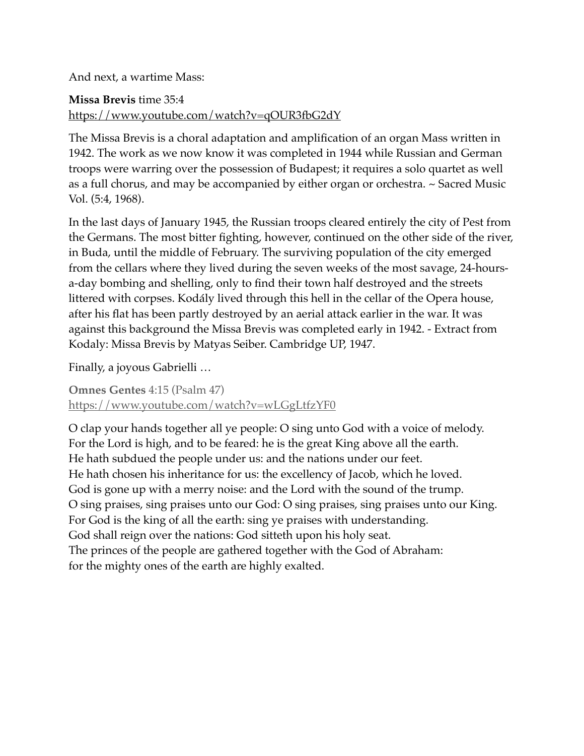And next, a wartime Mass:

**Missa Brevis** time 35:4
https://www.youtube.com/watch?v=qOUR3fbG2dY

The Missa Brevis is a choral adaptation and amplification of an organ Mass written in 1942. The work as we now know it was completed in 1944 while Russian and German troops were warring over the possession of Budapest; it requires a solo quartet as well as a full chorus, and may be accompanied by either organ or orchestra. ~ Sacred Music Vol. (5:4, 1968).

In the last days of January 1945, the Russian troops cleared entirely the city of Pest from the Germans. The most bitter fighting, however, continued on the other side of the river, in Buda, until the middle of February. The surviving population of the city emerged from the cellars where they lived during the seven weeks of the most savage, 24-hours-a-day bombing and shelling, only to find their town half destroyed and the streets littered with corpses. Kodály lived through this hell in the cellar of the Opera house, after his flat has been partly destroyed by an aerial attack earlier in the war. It was against this background the Missa Brevis was completed early in 1942. - Extract from Kodaly: Missa Brevis by Matyas Seiber. Cambridge UP, 1947.

Finally, a joyous Gabrielli …

**Omnes Gentes** 4:15 (Psalm 47)
https://www.youtube.com/watch?v=wLGgLtfzYF0

O clap your hands together all ye people: O sing unto God with a voice of melody.
For the Lord is high, and to be feared: he is the great King above all the earth.
He hath subdued the people under us: and the nations under our feet.
He hath chosen his inheritance for us: the excellency of Jacob, which he loved.
God is gone up with a merry noise: and the Lord with the sound of the trump.
O sing praises, sing praises unto our God: O sing praises, sing praises unto our King.
For God is the king of all the earth: sing ye praises with understanding.
God shall reign over the nations: God sitteth upon his holy seat.
The princes of the people are gathered together with the God of Abraham:
for the mighty ones of the earth are highly exalted.